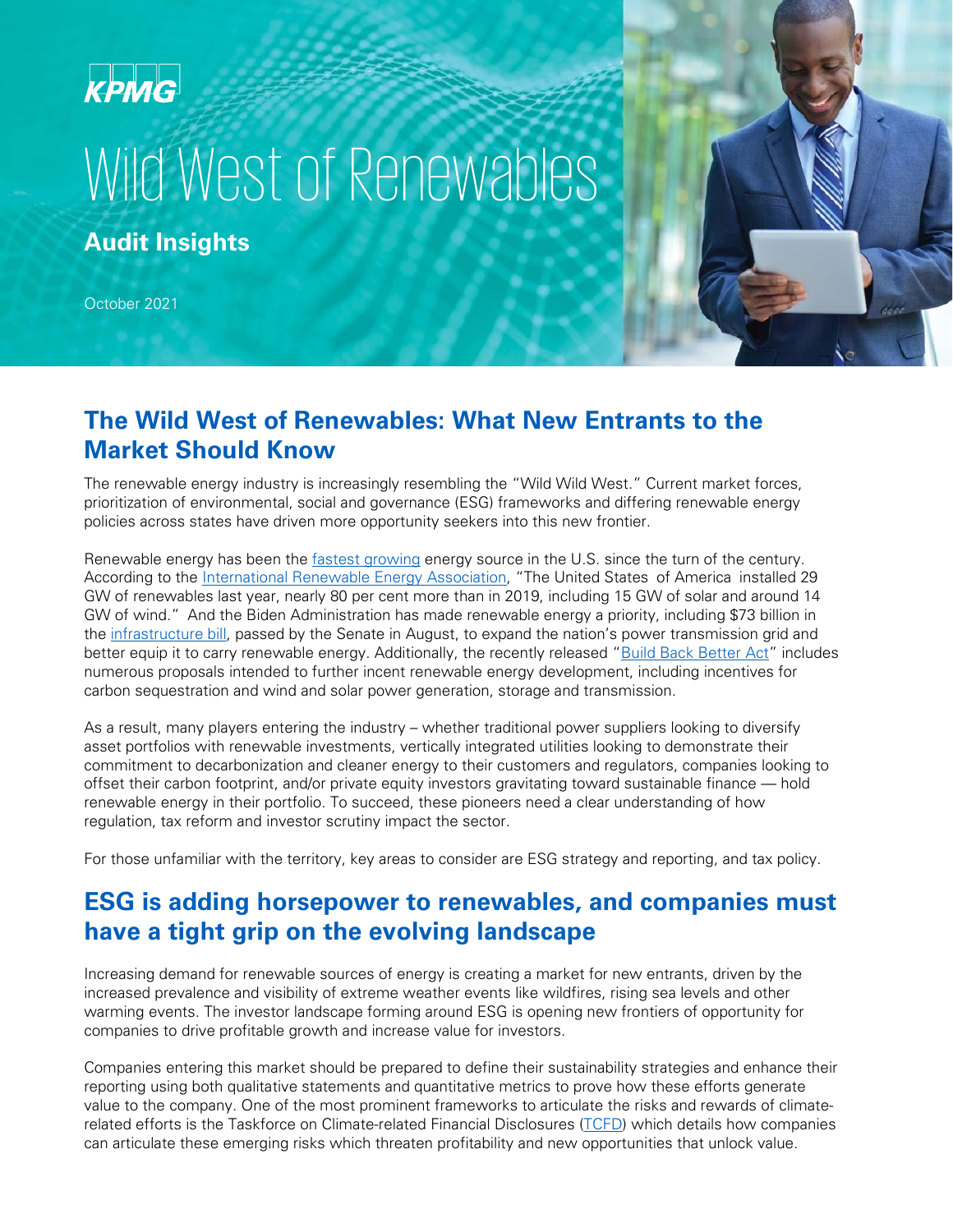KPMG

# Wild West of Renewables

**Audit Insights**

October 2021

## The Wild West of Renewables: What New Entrants to the Market Should Know

The renewable energy industry is increasingly resembling the "Wild Wild West." Current market forces, prioritization of environmental, social and governance (ESG) frameworks and differing renewable energy policies across states have driven more opportunity seekers into this new frontier.

Renewable energy has been the fastest growing energy source in the U.S. since the turn of the century. According to the International Renewable Energy Association, "The United States of America installed 29 GW of renewables last year, nearly 80 per cent more than in 2019, including 15 GW of solar and around 14 GW of wind." And the Biden Administration has made renewable energy a priority, including $73 billion in the infrastructure bill, passed by the Senate in August, to expand the nation's power transmission grid and better equip it to carry renewable energy. Additionally, the recently released "Build Back Better Act" includes numerous proposals intended to further incent renewable energy development, including incentives for carbon sequestration and wind and solar power generation, storage and transmission.

As a result, many players entering the industry – whether traditional power suppliers looking to diversify asset portfolios with renewable investments, vertically integrated utilities looking to demonstrate their commitment to decarbonization and cleaner energy to their customers and regulators, companies looking to offset their carbon footprint, and/or private equity investors gravitating toward sustainable finance — hold renewable energy in their portfolio. To succeed, these pioneers need a clear understanding of how regulation, tax reform and investor scrutiny impact the sector.

For those unfamiliar with the territory, key areas to consider are ESG strategy and reporting, and tax policy.

## ESG is adding horsepower to renewables, and companies must have a tight grip on the evolving landscape

Increasing demand for renewable sources of energy is creating a market for new entrants, driven by the increased prevalence and visibility of extreme weather events like wildfires, rising sea levels and other warming events. The investor landscape forming around ESG is opening new frontiers of opportunity for companies to drive profitable growth and increase value for investors.

Companies entering this market should be prepared to define their sustainability strategies and enhance their reporting using both qualitative statements and quantitative metrics to prove how these efforts generate value to the company. One of the most prominent frameworks to articulate the risks and rewards of climate-related efforts is the Taskforce on Climate-related Financial Disclosures (TCFD) which details how companies can articulate these emerging risks which threaten profitability and new opportunities that unlock value.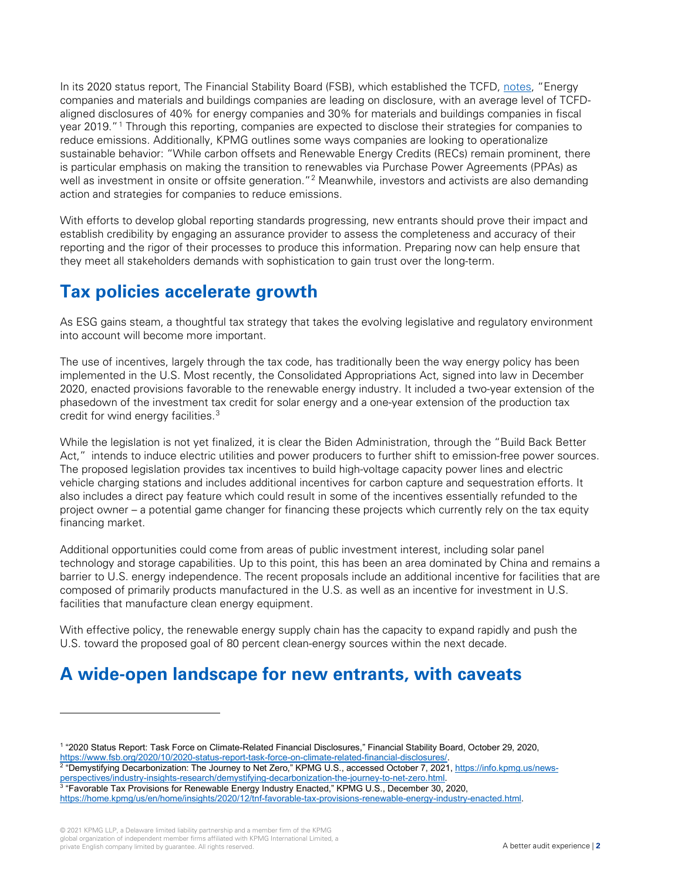In its 2020 status report, The Financial Stability Board (FSB), which established the TCFD, [notes](https://www.fsb.org/2020/10/2020-status-report-task-force-on-climate-related-financial-disclosures/), "Energy companies and materials and buildings companies are leading on disclosure, with an average level of TCFD-aligned disclosures of 40% for energy companies and 30% for materials and buildings companies in fiscal year 2019."[1] Through this reporting, companies are expected to disclose their strategies for companies to reduce emissions. Additionally, KPMG outlines some ways companies are looking to operationalize sustainable behavior: "While carbon offsets and Renewable Energy Credits (RECs) remain prominent, there is particular emphasis on making the transition to renewables via Purchase Power Agreements (PPAs) as well as investment in onsite or offsite generation."[2] Meanwhile, investors and activists are also demanding action and strategies for companies to reduce emissions.

With efforts to develop global reporting standards progressing, new entrants should prove their impact and establish credibility by engaging an assurance provider to assess the completeness and accuracy of their reporting and the rigor of their processes to produce this information. Preparing now can help ensure that they meet all stakeholders demands with sophistication to gain trust over the long-term.

## Tax policies accelerate growth

As ESG gains steam, a thoughtful tax strategy that takes the evolving legislative and regulatory environment into account will become more important.

The use of incentives, largely through the tax code, has traditionally been the way energy policy has been implemented in the U.S. Most recently, the Consolidated Appropriations Act, signed into law in December 2020, enacted provisions favorable to the renewable energy industry. It included a two-year extension of the phasedown of the investment tax credit for solar energy and a one-year extension of the production tax credit for wind energy facilities.[3]

While the legislation is not yet finalized, it is clear the Biden Administration, through the "Build Back Better Act," intends to induce electric utilities and power producers to further shift to emission-free power sources. The proposed legislation provides tax incentives to build high-voltage capacity power lines and electric vehicle charging stations and includes additional incentives for carbon capture and sequestration efforts. It also includes a direct pay feature which could result in some of the incentives essentially refunded to the project owner – a potential game changer for financing these projects which currently rely on the tax equity financing market.

Additional opportunities could come from areas of public investment interest, including solar panel technology and storage capabilities. Up to this point, this has been an area dominated by China and remains a barrier to U.S. energy independence. The recent proposals include an additional incentive for facilities that are composed of primarily products manufactured in the U.S. as well as an incentive for investment in U.S. facilities that manufacture clean energy equipment.

With effective policy, the renewable energy supply chain has the capacity to expand rapidly and push the U.S. toward the proposed goal of 80 percent clean-energy sources within the next decade.

## A wide-open landscape for new entrants, with caveats

---

[1] "2020 Status Report: Task Force on Climate-Related Financial Disclosures," Financial Stability Board, October 29, 2020, https://www.fsb.org/2020/10/2020-status-report-task-force-on-climate-related-financial-disclosures/.

[2] "Demystifying Decarbonization: The Journey to Net Zero," KPMG U.S., accessed October 7, 2021, https://info.kpmg.us/news-perspectives/industry-insights-research/demystifying-decarbonization-the-journey-to-net-zero.html.

[3] "Favorable Tax Provisions for Renewable Energy Industry Enacted," KPMG U.S., December 30, 2020, https://home.kpmg/us/en/home/insights/2020/12/tnf-favorable-tax-provisions-renewable-energy-industry-enacted.html.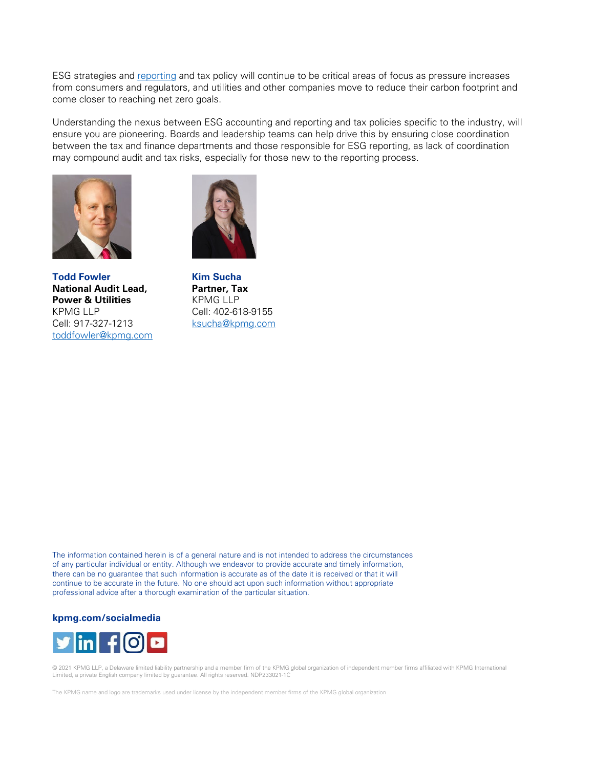ESG strategies and reporting and tax policy will continue to be critical areas of focus as pressure increases from consumers and regulators, and utilities and other companies move to reduce their carbon footprint and come closer to reaching net zero goals.

Understanding the nexus between ESG accounting and reporting and tax policies specific to the industry, will ensure you are pioneering. Boards and leadership teams can help drive this by ensuring close coordination between the tax and finance departments and those responsible for ESG reporting, as lack of coordination may compound audit and tax risks, especially for those new to the reporting process.

**Todd Fowler**
**National Audit Lead, Power & Utilities**
KPMG LLP
Cell: 917-327-1213
toddfowler@kpmg.com

**Kim Sucha**
**Partner, Tax**
KPMG LLP
Cell: 402-618-9155
ksucha@kpmg.com

The information contained herein is of a general nature and is not intended to address the circumstances of any particular individual or entity. Although we endeavor to provide accurate and timely information, there can be no guarantee that such information is accurate as of the date it is received or that it will continue to be accurate in the future. No one should act upon such information without appropriate professional advice after a thorough examination of the particular situation.

**kpmg.com/socialmedia**

© 2021 KPMG LLP, a Delaware limited liability partnership and a member firm of the KPMG global organization of independent member firms affiliated with KPMG International Limited, a private English company limited by guarantee. All rights reserved. NDP233021-1C

The KPMG name and logo are trademarks used under license by the independent member firms of the KPMG global organization